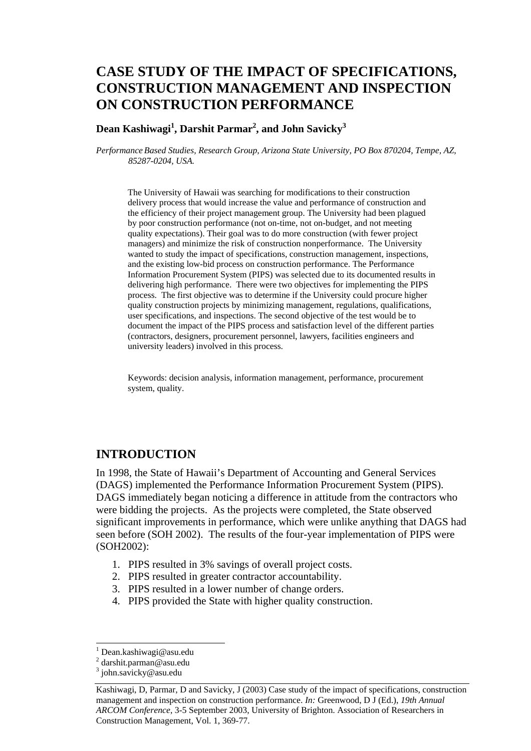# CASE STUDY OF THE IMPACT OF SPECIFICATIONS, CONSTRUCTION MANAGEMENT AND INSPECTION ON CONSTRUCTION PERFORMANCE

**Dean Kashiwagi[1], Darshit Parmar[2], and John Savicky[3]**

*Performance Based Studies, Research Group, Arizona State University, PO Box 870204, Tempe, AZ, 85287-0204, USA.*

The University of Hawaii was searching for modifications to their construction delivery process that would increase the value and performance of construction and the efficiency of their project management group. The University had been plagued by poor construction performance (not on-time, not on-budget, and not meeting quality expectations). Their goal was to do more construction (with fewer project managers) and minimize the risk of construction nonperformance. The University wanted to study the impact of specifications, construction management, inspections, and the existing low-bid process on construction performance. The Performance Information Procurement System (PIPS) was selected due to its documented results in delivering high performance. There were two objectives for implementing the PIPS process. The first objective was to determine if the University could procure higher quality construction projects by minimizing management, regulations, qualifications, user specifications, and inspections. The second objective of the test would be to document the impact of the PIPS process and satisfaction level of the different parties (contractors, designers, procurement personnel, lawyers, facilities engineers and university leaders) involved in this process.

Keywords: decision analysis, information management, performance, procurement system, quality.

## INTRODUCTION

In 1998, the State of Hawaii's Department of Accounting and General Services (DAGS) implemented the Performance Information Procurement System (PIPS). DAGS immediately began noticing a difference in attitude from the contractors who were bidding the projects. As the projects were completed, the State observed significant improvements in performance, which were unlike anything that DAGS had seen before (SOH 2002). The results of the four-year implementation of PIPS were (SOH2002):

1. PIPS resulted in 3% savings of overall project costs.
2. PIPS resulted in greater contractor accountability.
3. PIPS resulted in a lower number of change orders.
4. PIPS provided the State with higher quality construction.

[1] Dean.kashiwagi@asu.edu
[2] darshit.parman@asu.edu
[3] john.savicky@asu.edu

Kashiwagi, D, Parmar, D and Savicky, J (2003) Case study of the impact of specifications, construction management and inspection on construction performance. *In:* Greenwood, D J (Ed.), *19th Annual ARCOM Conference*, 3-5 September 2003, University of Brighton. Association of Researchers in Construction Management, Vol. 1, 369-77.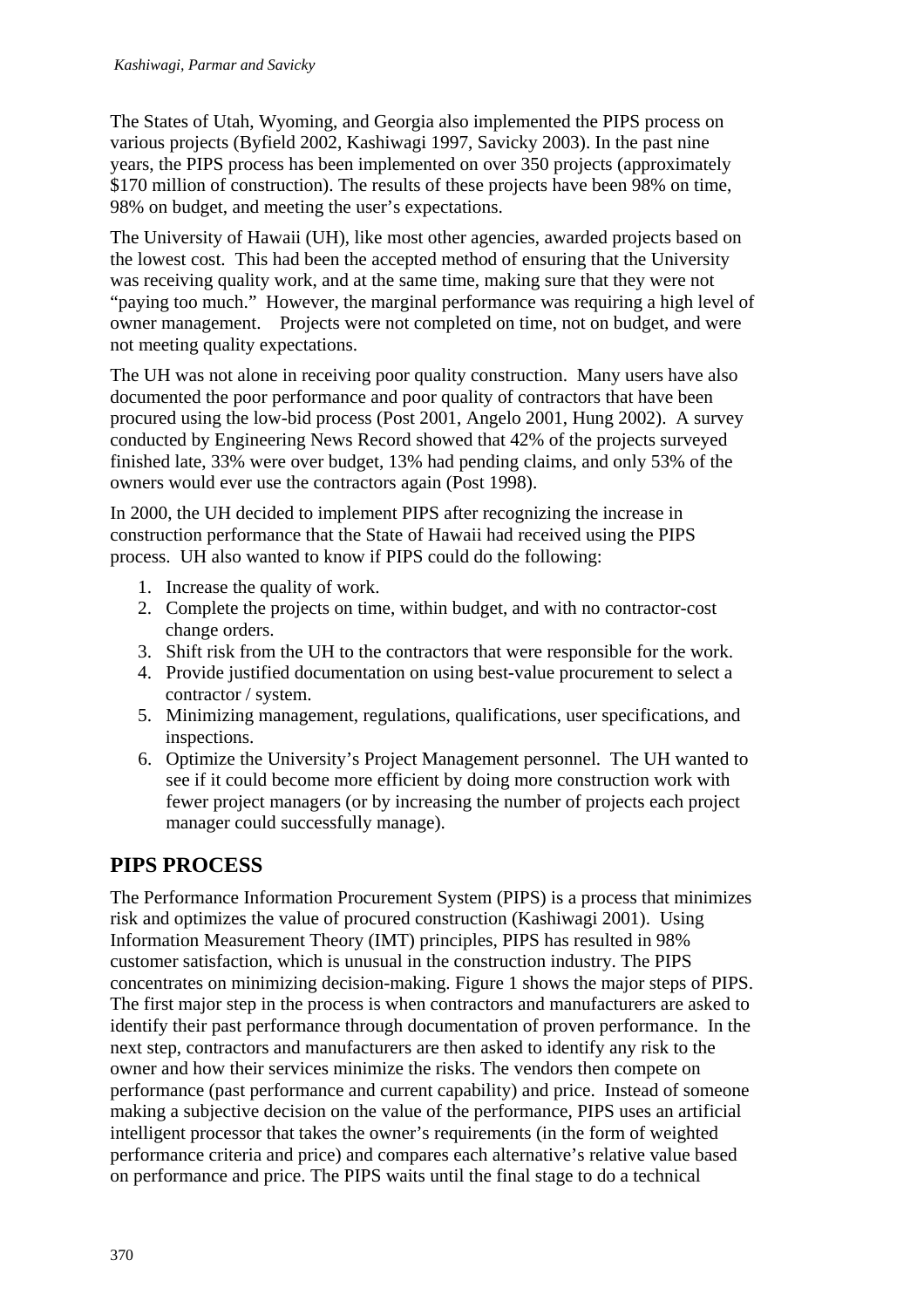The States of Utah, Wyoming, and Georgia also implemented the PIPS process on various projects (Byfield 2002, Kashiwagi 1997, Savicky 2003). In the past nine years, the PIPS process has been implemented on over 350 projects (approximately $170 million of construction). The results of these projects have been 98% on time, 98% on budget, and meeting the user's expectations.

The University of Hawaii (UH), like most other agencies, awarded projects based on the lowest cost. This had been the accepted method of ensuring that the University was receiving quality work, and at the same time, making sure that they were not "paying too much." However, the marginal performance was requiring a high level of owner management. Projects were not completed on time, not on budget, and were not meeting quality expectations.

The UH was not alone in receiving poor quality construction. Many users have also documented the poor performance and poor quality of contractors that have been procured using the low-bid process (Post 2001, Angelo 2001, Hung 2002). A survey conducted by Engineering News Record showed that 42% of the projects surveyed finished late, 33% were over budget, 13% had pending claims, and only 53% of the owners would ever use the contractors again (Post 1998).

In 2000, the UH decided to implement PIPS after recognizing the increase in construction performance that the State of Hawaii had received using the PIPS process. UH also wanted to know if PIPS could do the following:

1. Increase the quality of work.
2. Complete the projects on time, within budget, and with no contractor-cost change orders.
3. Shift risk from the UH to the contractors that were responsible for the work.
4. Provide justified documentation on using best-value procurement to select a contractor / system.
5. Minimizing management, regulations, qualifications, user specifications, and inspections.
6. Optimize the University's Project Management personnel. The UH wanted to see if it could become more efficient by doing more construction work with fewer project managers (or by increasing the number of projects each project manager could successfully manage).

## PIPS PROCESS

The Performance Information Procurement System (PIPS) is a process that minimizes risk and optimizes the value of procured construction (Kashiwagi 2001). Using Information Measurement Theory (IMT) principles, PIPS has resulted in 98% customer satisfaction, which is unusual in the construction industry. The PIPS concentrates on minimizing decision-making. Figure 1 shows the major steps of PIPS. The first major step in the process is when contractors and manufacturers are asked to identify their past performance through documentation of proven performance. In the next step, contractors and manufacturers are then asked to identify any risk to the owner and how their services minimize the risks. The vendors then compete on performance (past performance and current capability) and price. Instead of someone making a subjective decision on the value of the performance, PIPS uses an artificial intelligent processor that takes the owner's requirements (in the form of weighted performance criteria and price) and compares each alternative's relative value based on performance and price. The PIPS waits until the final stage to do a technical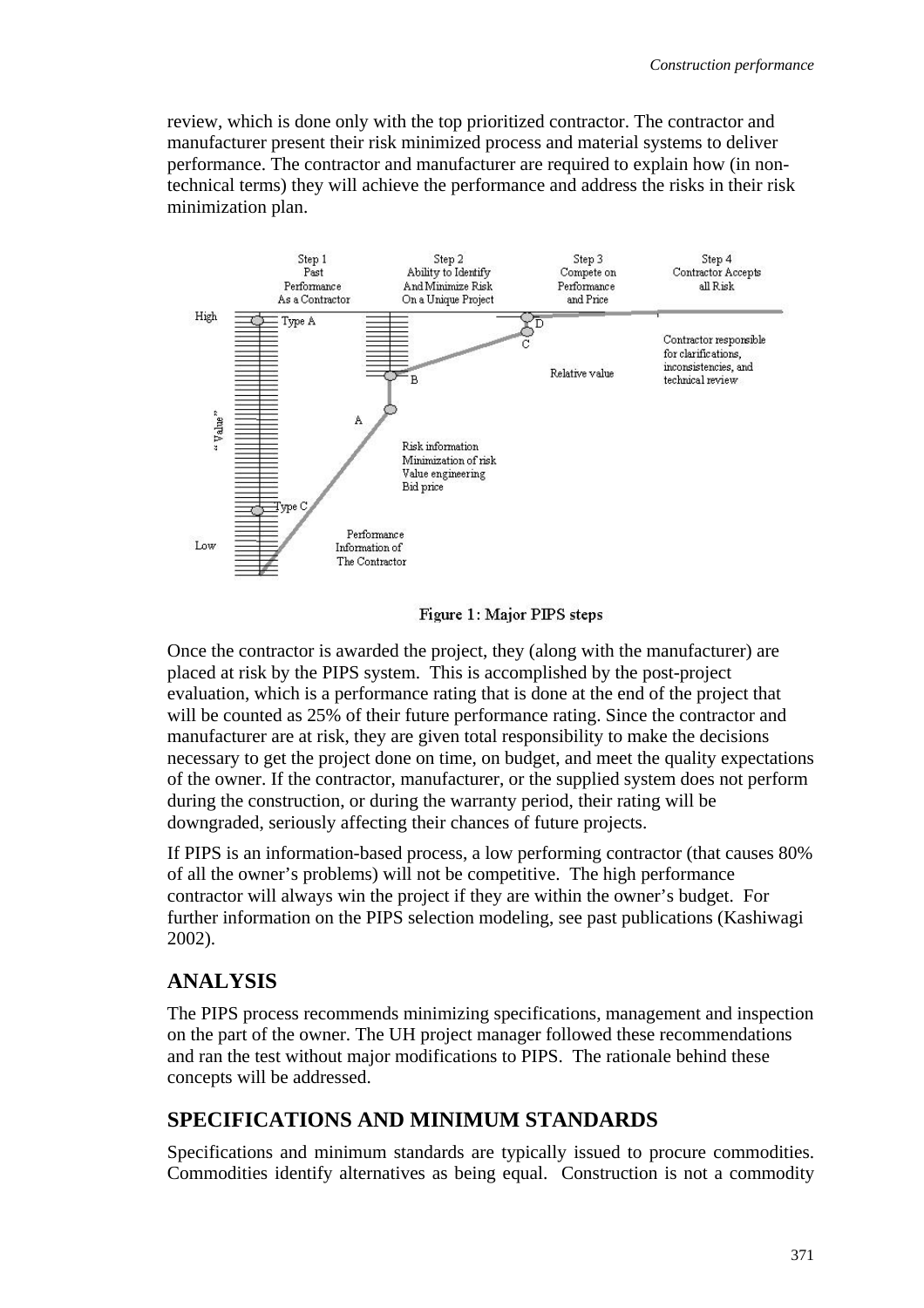review, which is done only with the top prioritized contractor. The contractor and manufacturer present their risk minimized process and material systems to deliver performance. The contractor and manufacturer are required to explain how (in non-technical terms) they will achieve the performance and address the risks in their risk minimization plan.

Figure 1: Major PIPS steps

Once the contractor is awarded the project, they (along with the manufacturer) are placed at risk by the PIPS system. This is accomplished by the post-project evaluation, which is a performance rating that is done at the end of the project that will be counted as 25% of their future performance rating. Since the contractor and manufacturer are at risk, they are given total responsibility to make the decisions necessary to get the project done on time, on budget, and meet the quality expectations of the owner. If the contractor, manufacturer, or the supplied system does not perform during the construction, or during the warranty period, their rating will be downgraded, seriously affecting their chances of future projects.

If PIPS is an information-based process, a low performing contractor (that causes 80% of all the owner's problems) will not be competitive. The high performance contractor will always win the project if they are within the owner's budget. For further information on the PIPS selection modeling, see past publications (Kashiwagi 2002).

## ANALYSIS

The PIPS process recommends minimizing specifications, management and inspection on the part of the owner. The UH project manager followed these recommendations and ran the test without major modifications to PIPS. The rationale behind these concepts will be addressed.

## SPECIFICATIONS AND MINIMUM STANDARDS

Specifications and minimum standards are typically issued to procure commodities. Commodities identify alternatives as being equal. Construction is not a commodity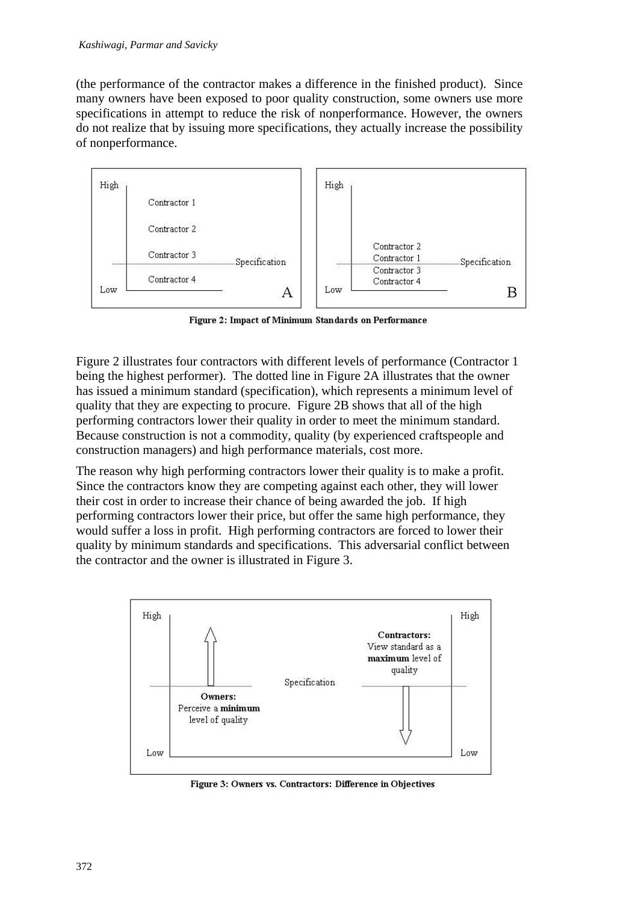(the performance of the contractor makes a difference in the finished product). Since many owners have been exposed to poor quality construction, some owners use more specifications in attempt to reduce the risk of nonperformance. However, the owners do not realize that by issuing more specifications, they actually increase the possibility of nonperformance.

**Figure 2: Impact of Minimum Standards on Performance**

Figure 2 illustrates four contractors with different levels of performance (Contractor 1 being the highest performer). The dotted line in Figure 2A illustrates that the owner has issued a minimum standard (specification), which represents a minimum level of quality that they are expecting to procure. Figure 2B shows that all of the high performing contractors lower their quality in order to meet the minimum standard. Because construction is not a commodity, quality (by experienced craftspeople and construction managers) and high performance materials, cost more.

The reason why high performing contractors lower their quality is to make a profit. Since the contractors know they are competing against each other, they will lower their cost in order to increase their chance of being awarded the job. If high performing contractors lower their price, but offer the same high performance, they would suffer a loss in profit. High performing contractors are forced to lower their quality by minimum standards and specifications. This adversarial conflict between the contractor and the owner is illustrated in Figure 3.

**Figure 3: Owners vs. Contractors: Difference in Objectives**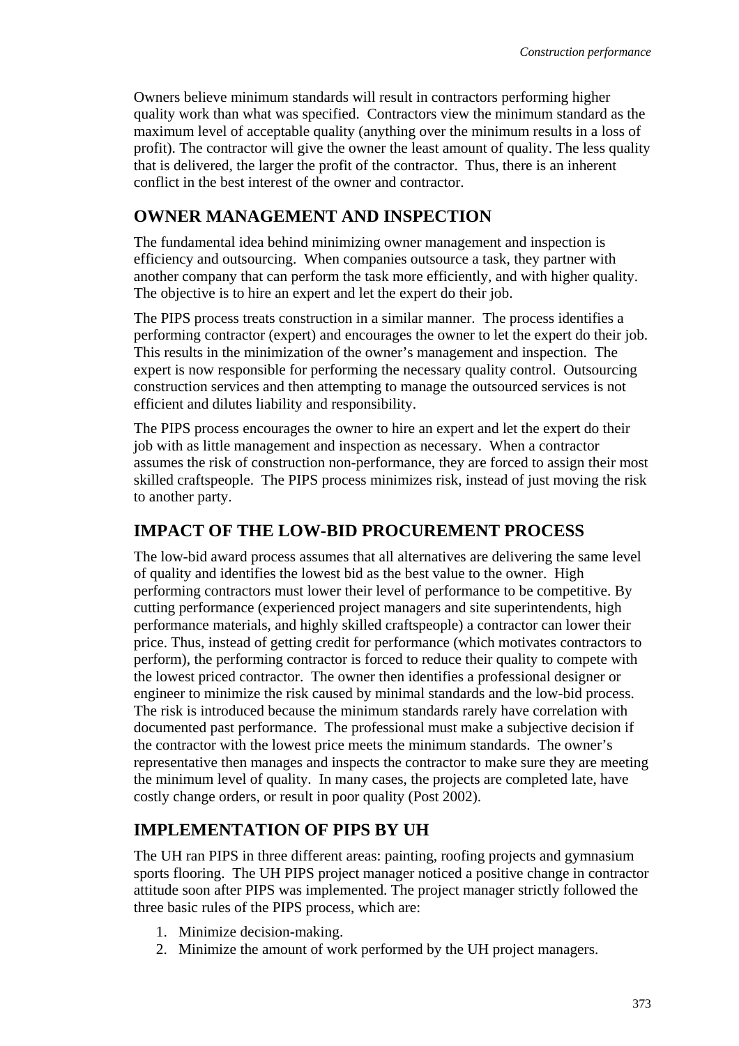Owners believe minimum standards will result in contractors performing higher quality work than what was specified. Contractors view the minimum standard as the maximum level of acceptable quality (anything over the minimum results in a loss of profit). The contractor will give the owner the least amount of quality. The less quality that is delivered, the larger the profit of the contractor. Thus, there is an inherent conflict in the best interest of the owner and contractor.

## OWNER MANAGEMENT AND INSPECTION

The fundamental idea behind minimizing owner management and inspection is efficiency and outsourcing. When companies outsource a task, they partner with another company that can perform the task more efficiently, and with higher quality. The objective is to hire an expert and let the expert do their job.

The PIPS process treats construction in a similar manner. The process identifies a performing contractor (expert) and encourages the owner to let the expert do their job. This results in the minimization of the owner's management and inspection. The expert is now responsible for performing the necessary quality control. Outsourcing construction services and then attempting to manage the outsourced services is not efficient and dilutes liability and responsibility.

The PIPS process encourages the owner to hire an expert and let the expert do their job with as little management and inspection as necessary. When a contractor assumes the risk of construction non-performance, they are forced to assign their most skilled craftspeople. The PIPS process minimizes risk, instead of just moving the risk to another party.

## IMPACT OF THE LOW-BID PROCUREMENT PROCESS

The low-bid award process assumes that all alternatives are delivering the same level of quality and identifies the lowest bid as the best value to the owner. High performing contractors must lower their level of performance to be competitive. By cutting performance (experienced project managers and site superintendents, high performance materials, and highly skilled craftspeople) a contractor can lower their price. Thus, instead of getting credit for performance (which motivates contractors to perform), the performing contractor is forced to reduce their quality to compete with the lowest priced contractor. The owner then identifies a professional designer or engineer to minimize the risk caused by minimal standards and the low-bid process. The risk is introduced because the minimum standards rarely have correlation with documented past performance. The professional must make a subjective decision if the contractor with the lowest price meets the minimum standards. The owner's representative then manages and inspects the contractor to make sure they are meeting the minimum level of quality. In many cases, the projects are completed late, have costly change orders, or result in poor quality (Post 2002).

## IMPLEMENTATION OF PIPS BY UH

The UH ran PIPS in three different areas: painting, roofing projects and gymnasium sports flooring. The UH PIPS project manager noticed a positive change in contractor attitude soon after PIPS was implemented. The project manager strictly followed the three basic rules of the PIPS process, which are:

1. Minimize decision-making.
2. Minimize the amount of work performed by the UH project managers.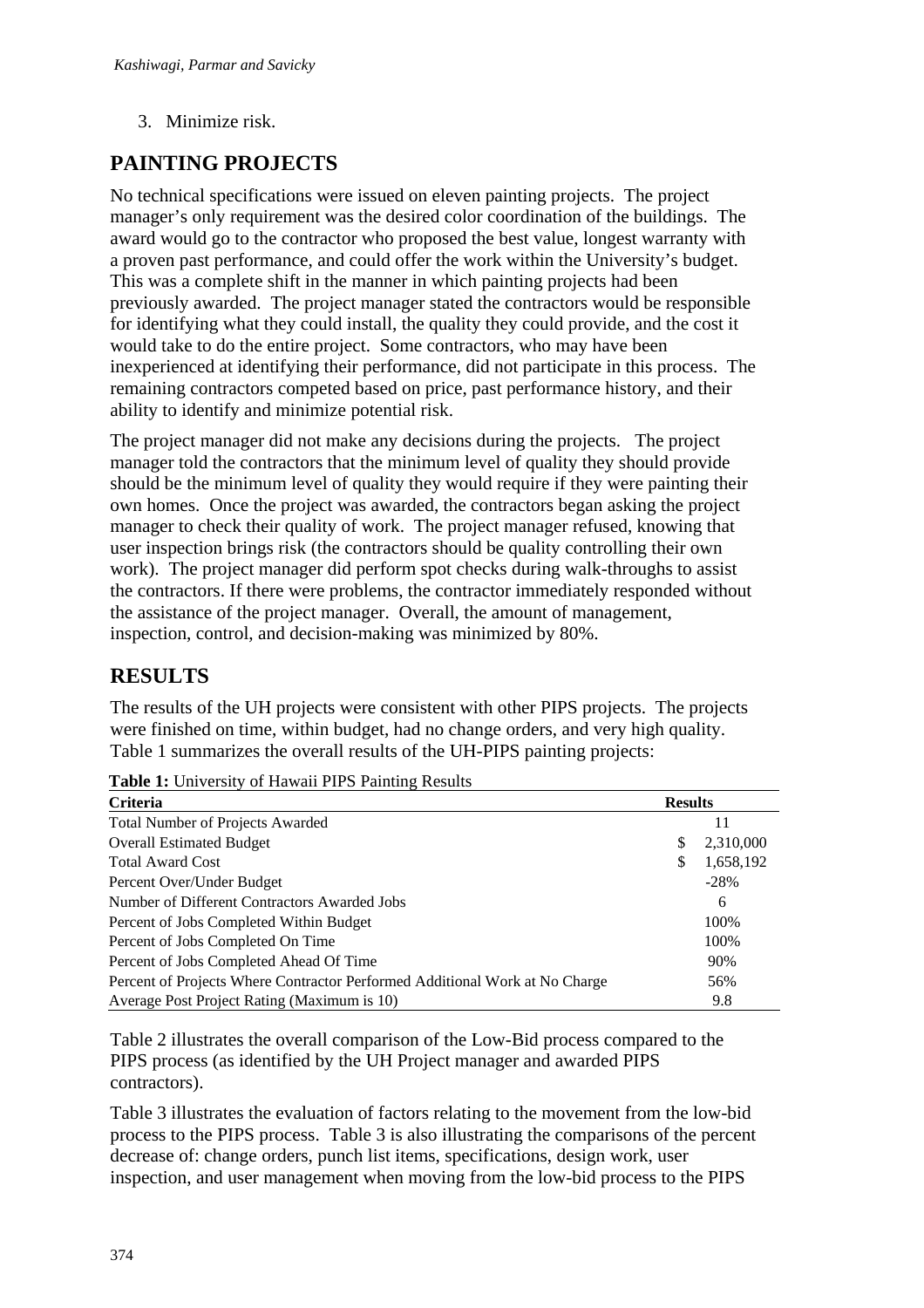3. Minimize risk.

## PAINTING PROJECTS

No technical specifications were issued on eleven painting projects. The project manager's only requirement was the desired color coordination of the buildings. The award would go to the contractor who proposed the best value, longest warranty with a proven past performance, and could offer the work within the University's budget. This was a complete shift in the manner in which painting projects had been previously awarded. The project manager stated the contractors would be responsible for identifying what they could install, the quality they could provide, and the cost it would take to do the entire project. Some contractors, who may have been inexperienced at identifying their performance, did not participate in this process. The remaining contractors competed based on price, past performance history, and their ability to identify and minimize potential risk.

The project manager did not make any decisions during the projects. The project manager told the contractors that the minimum level of quality they should provide should be the minimum level of quality they would require if they were painting their own homes. Once the project was awarded, the contractors began asking the project manager to check their quality of work. The project manager refused, knowing that user inspection brings risk (the contractors should be quality controlling their own work). The project manager did perform spot checks during walk-throughs to assist the contractors. If there were problems, the contractor immediately responded without the assistance of the project manager. Overall, the amount of management, inspection, control, and decision-making was minimized by 80%.

## RESULTS

The results of the UH projects were consistent with other PIPS projects. The projects were finished on time, within budget, had no change orders, and very high quality. Table 1 summarizes the overall results of the UH-PIPS painting projects:

**Table 1:** University of Hawaii PIPS Painting Results

| Criteria | Results |
|---|---|
| Total Number of Projects Awarded | 11 |
| Overall Estimated Budget | $ 2,310,000 |
| Total Award Cost | $ 1,658,192 |
| Percent Over/Under Budget | -28% |
| Number of Different Contractors Awarded Jobs | 6 |
| Percent of Jobs Completed Within Budget | 100% |
| Percent of Jobs Completed On Time | 100% |
| Percent of Jobs Completed Ahead Of Time | 90% |
| Percent of Projects Where Contractor Performed Additional Work at No Charge | 56% |
| Average Post Project Rating (Maximum is 10) | 9.8 |

Table 2 illustrates the overall comparison of the Low-Bid process compared to the PIPS process (as identified by the UH Project manager and awarded PIPS contractors).

Table 3 illustrates the evaluation of factors relating to the movement from the low-bid process to the PIPS process. Table 3 is also illustrating the comparisons of the percent decrease of: change orders, punch list items, specifications, design work, user inspection, and user management when moving from the low-bid process to the PIPS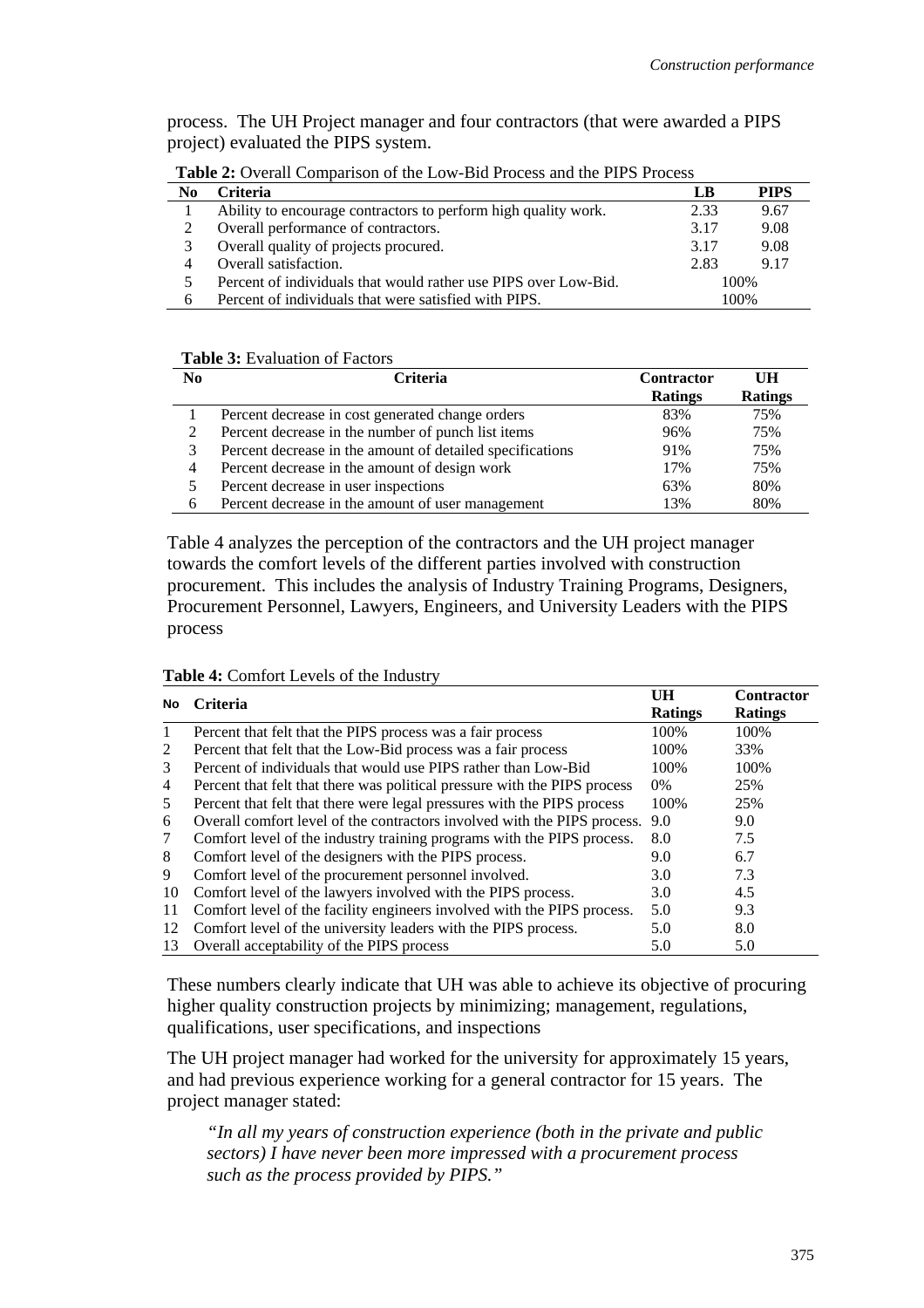process. The UH Project manager and four contractors (that were awarded a PIPS project) evaluated the PIPS system.

**Table 2:** Overall Comparison of the Low-Bid Process and the PIPS Process

| No | Criteria | LB | PIPS |
|---|---|---|---|
| 1 | Ability to encourage contractors to perform high quality work. | 2.33 | 9.67 |
| 2 | Overall performance of contractors. | 3.17 | 9.08 |
| 3 | Overall quality of projects procured. | 3.17 | 9.08 |
| 4 | Overall satisfaction. | 2.83 | 9.17 |
| 5 | Percent of individuals that would rather use PIPS over Low-Bid. | 100% | |
| 6 | Percent of individuals that were satisfied with PIPS. | 100% | |

**Table 3:** Evaluation of Factors

| No | Criteria | Contractor Ratings | UH Ratings |
|---|---|---|---|
| 1 | Percent decrease in cost generated change orders | 83% | 75% |
| 2 | Percent decrease in the number of punch list items | 96% | 75% |
| 3 | Percent decrease in the amount of detailed specifications | 91% | 75% |
| 4 | Percent decrease in the amount of design work | 17% | 75% |
| 5 | Percent decrease in user inspections | 63% | 80% |
| 6 | Percent decrease in the amount of user management | 13% | 80% |

Table 4 analyzes the perception of the contractors and the UH project manager towards the comfort levels of the different parties involved with construction procurement. This includes the analysis of Industry Training Programs, Designers, Procurement Personnel, Lawyers, Engineers, and University Leaders with the PIPS process

**Table 4:** Comfort Levels of the Industry

| No | Criteria | UH Ratings | Contractor Ratings |
|---|---|---|---|
| 1 | Percent that felt that the PIPS process was a fair process | 100% | 100% |
| 2 | Percent that felt that the Low-Bid process was a fair process | 100% | 33% |
| 3 | Percent of individuals that would use PIPS rather than Low-Bid | 100% | 100% |
| 4 | Percent that felt that there was political pressure with the PIPS process | 0% | 25% |
| 5 | Percent that felt that there were legal pressures with the PIPS process | 100% | 25% |
| 6 | Overall comfort level of the contractors involved with the PIPS process. | 9.0 | 9.0 |
| 7 | Comfort level of the industry training programs with the PIPS process. | 8.0 | 7.5 |
| 8 | Comfort level of the designers with the PIPS process. | 9.0 | 6.7 |
| 9 | Comfort level of the procurement personnel involved. | 3.0 | 7.3 |
| 10 | Comfort level of the lawyers involved with the PIPS process. | 3.0 | 4.5 |
| 11 | Comfort level of the facility engineers involved with the PIPS process. | 5.0 | 9.3 |
| 12 | Comfort level of the university leaders with the PIPS process. | 5.0 | 8.0 |
| 13 | Overall acceptability of the PIPS process | 5.0 | 5.0 |

These numbers clearly indicate that UH was able to achieve its objective of procuring higher quality construction projects by minimizing; management, regulations, qualifications, user specifications, and inspections

The UH project manager had worked for the university for approximately 15 years, and had previous experience working for a general contractor for 15 years. The project manager stated:

> *"In all my years of construction experience (both in the private and public sectors) I have never been more impressed with a procurement process such as the process provided by PIPS."*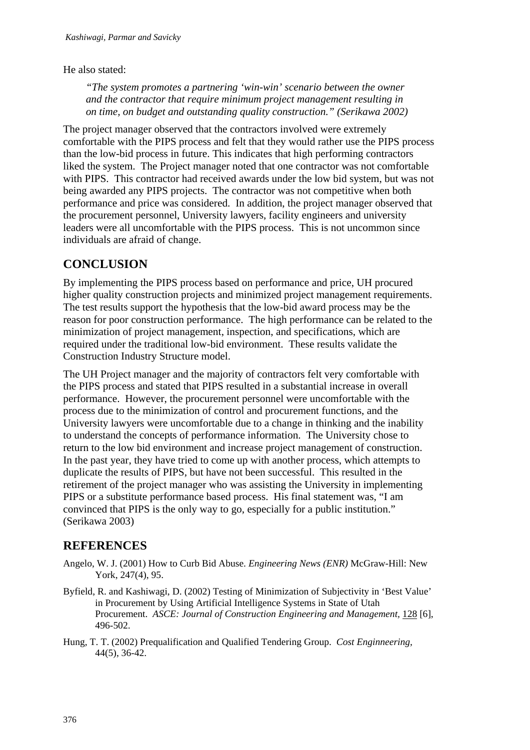He also stated:

> *"The system promotes a partnering 'win-win' scenario between the owner and the contractor that require minimum project management resulting in on time, on budget and outstanding quality construction." (Serikawa 2002)*

The project manager observed that the contractors involved were extremely comfortable with the PIPS process and felt that they would rather use the PIPS process than the low-bid process in future. This indicates that high performing contractors liked the system. The Project manager noted that one contractor was not comfortable with PIPS. This contractor had received awards under the low bid system, but was not being awarded any PIPS projects. The contractor was not competitive when both performance and price was considered. In addition, the project manager observed that the procurement personnel, University lawyers, facility engineers and university leaders were all uncomfortable with the PIPS process. This is not uncommon since individuals are afraid of change.

## CONCLUSION

By implementing the PIPS process based on performance and price, UH procured higher quality construction projects and minimized project management requirements. The test results support the hypothesis that the low-bid award process may be the reason for poor construction performance. The high performance can be related to the minimization of project management, inspection, and specifications, which are required under the traditional low-bid environment. These results validate the Construction Industry Structure model.

The UH Project manager and the majority of contractors felt very comfortable with the PIPS process and stated that PIPS resulted in a substantial increase in overall performance. However, the procurement personnel were uncomfortable with the process due to the minimization of control and procurement functions, and the University lawyers were uncomfortable due to a change in thinking and the inability to understand the concepts of performance information. The University chose to return to the low bid environment and increase project management of construction. In the past year, they have tried to come up with another process, which attempts to duplicate the results of PIPS, but have not been successful. This resulted in the retirement of the project manager who was assisting the University in implementing PIPS or a substitute performance based process. His final statement was, "I am convinced that PIPS is the only way to go, especially for a public institution." (Serikawa 2003)

## REFERENCES

Angelo, W. J. (2001) How to Curb Bid Abuse. *Engineering News (ENR)* McGraw-Hill: New York, 247(4), 95.

Byfield, R. and Kashiwagi, D. (2002) Testing of Minimization of Subjectivity in 'Best Value' in Procurement by Using Artificial Intelligence Systems in State of Utah Procurement. *ASCE: Journal of Construction Engineering and Management*, 128 [6], 496-502.

Hung, T. T. (2002) Prequalification and Qualified Tendering Group. *Cost Enginneering*, 44(5), 36-42.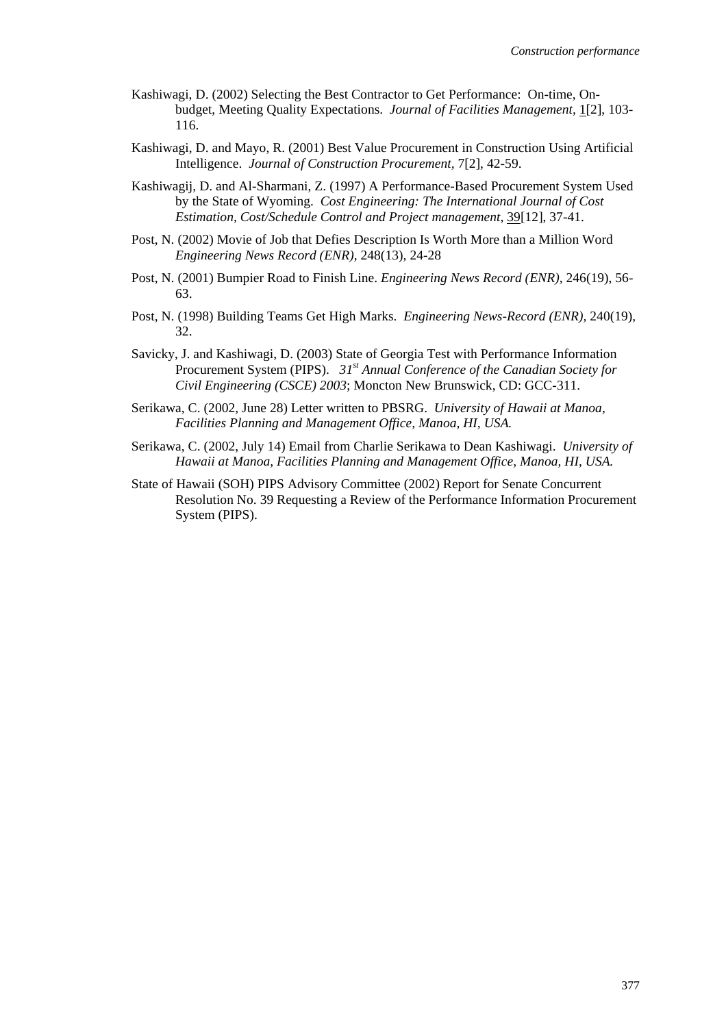Kashiwagi, D. (2002) Selecting the Best Contractor to Get Performance: On-time, On-budget, Meeting Quality Expectations. *Journal of Facilities Management*, 1[2], 103-116.

Kashiwagi, D. and Mayo, R. (2001) Best Value Procurement in Construction Using Artificial Intelligence. *Journal of Construction Procurement*, 7[2], 42-59.

Kashiwagij, D. and Al-Sharmani, Z. (1997) A Performance-Based Procurement System Used by the State of Wyoming. *Cost Engineering: The International Journal of Cost Estimation, Cost/Schedule Control and Project management*, 39[12], 37-41.

Post, N. (2002) Movie of Job that Defies Description Is Worth More than a Million Word *Engineering News Record (ENR)*, 248(13), 24-28

Post, N. (2001) Bumpier Road to Finish Line. *Engineering News Record (ENR)*, 246(19), 56-63.

Post, N. (1998) Building Teams Get High Marks. *Engineering News-Record (ENR)*, 240(19), 32.

Savicky, J. and Kashiwagi, D. (2003) State of Georgia Test with Performance Information Procurement System (PIPS). *31st Annual Conference of the Canadian Society for Civil Engineering (CSCE) 2003*; Moncton New Brunswick, CD: GCC-311.

Serikawa, C. (2002, June 28) Letter written to PBSRG. *University of Hawaii at Manoa, Facilities Planning and Management Office, Manoa, HI, USA.*

Serikawa, C. (2002, July 14) Email from Charlie Serikawa to Dean Kashiwagi. *University of Hawaii at Manoa, Facilities Planning and Management Office, Manoa, HI, USA.*

State of Hawaii (SOH) PIPS Advisory Committee (2002) Report for Senate Concurrent Resolution No. 39 Requesting a Review of the Performance Information Procurement System (PIPS).